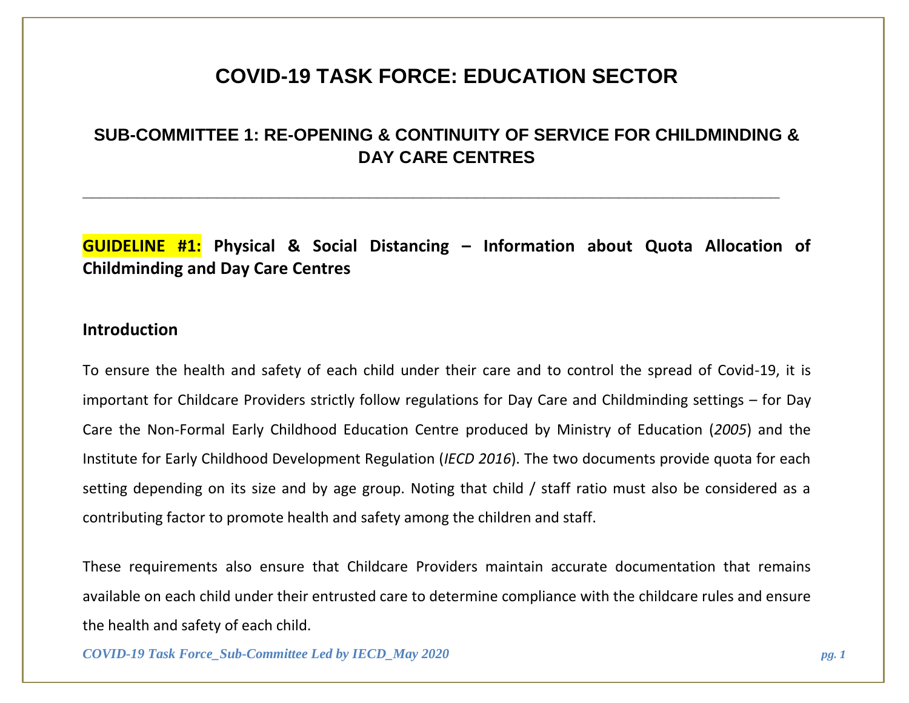# COVID-19 TASK FORCE: EDUCATION SECTOR

## SUB-COMMITTEE 1: RE-OPENING & CONTINUITY OF SERVICE FOR CHILDMINDING & DAY CARE CENTRES

---

### GUIDELINE #1: Physical & Social Distancing – Information about Quota Allocation of Childminding and Day Care Centres

### Introduction

To ensure the health and safety of each child under their care and to control the spread of Covid-19, it is important for Childcare Providers strictly follow regulations for Day Care and Childminding settings – for Day Care the Non-Formal Early Childhood Education Centre produced by Ministry of Education (*2005*) and the Institute for Early Childhood Development Regulation (*IECD 2016*). The two documents provide quota for each setting depending on its size and by age group. Noting that child / staff ratio must also be considered as a contributing factor to promote health and safety among the children and staff.

These requirements also ensure that Childcare Providers maintain accurate documentation that remains available on each child under their entrusted care to determine compliance with the childcare rules and ensure the health and safety of each child.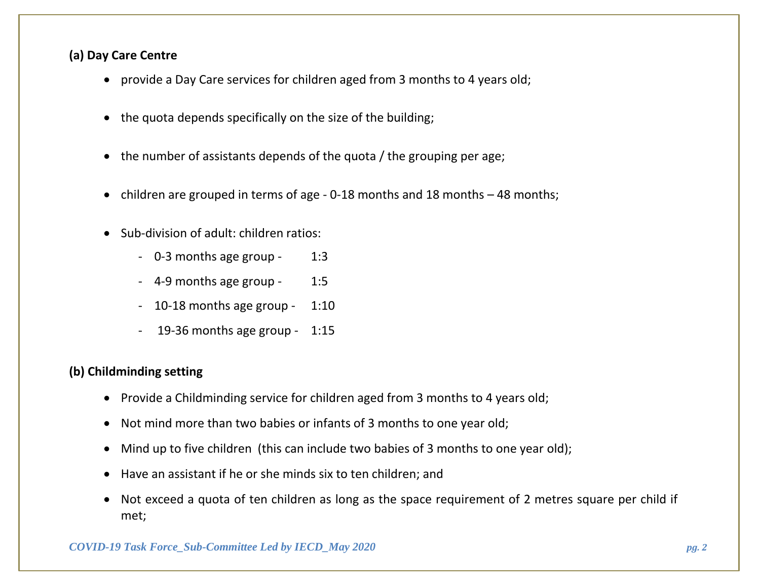**(a) Day Care Centre**

- provide a Day Care services for children aged from 3 months to 4 years old;
- the quota depends specifically on the size of the building;
- the number of assistants depends of the quota / the grouping per age;
- children are grouped in terms of age - 0-18 months and 18 months – 48 months;
- Sub-division of adult: children ratios:
    - 0-3 months age group - 1:3
    - 4-9 months age group - 1:5
    - 10-18 months age group - 1:10
    - 19-36 months age group - 1:15

**(b) Childminding setting**

- Provide a Childminding service for children aged from 3 months to 4 years old;
- Not mind more than two babies or infants of 3 months to one year old;
- Mind up to five children (this can include two babies of 3 months to one year old);
- Have an assistant if he or she minds six to ten children; and
- Not exceed a quota of ten children as long as the space requirement of 2 metres square per child if met;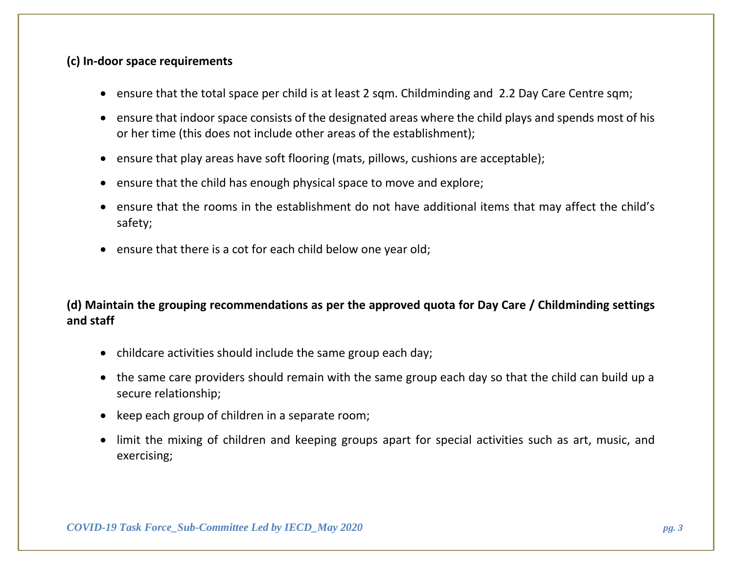**(c) In-door space requirements**

- ensure that the total space per child is at least 2 sqm. Childminding and 2.2 Day Care Centre sqm;
- ensure that indoor space consists of the designated areas where the child plays and spends most of his or her time (this does not include other areas of the establishment);
- ensure that play areas have soft flooring (mats, pillows, cushions are acceptable);
- ensure that the child has enough physical space to move and explore;
- ensure that the rooms in the establishment do not have additional items that may affect the child's safety;
- ensure that there is a cot for each child below one year old;

**(d) Maintain the grouping recommendations as per the approved quota for Day Care / Childminding settings and staff**

- childcare activities should include the same group each day;
- the same care providers should remain with the same group each day so that the child can build up a secure relationship;
- keep each group of children in a separate room;
- limit the mixing of children and keeping groups apart for special activities such as art, music, and exercising;